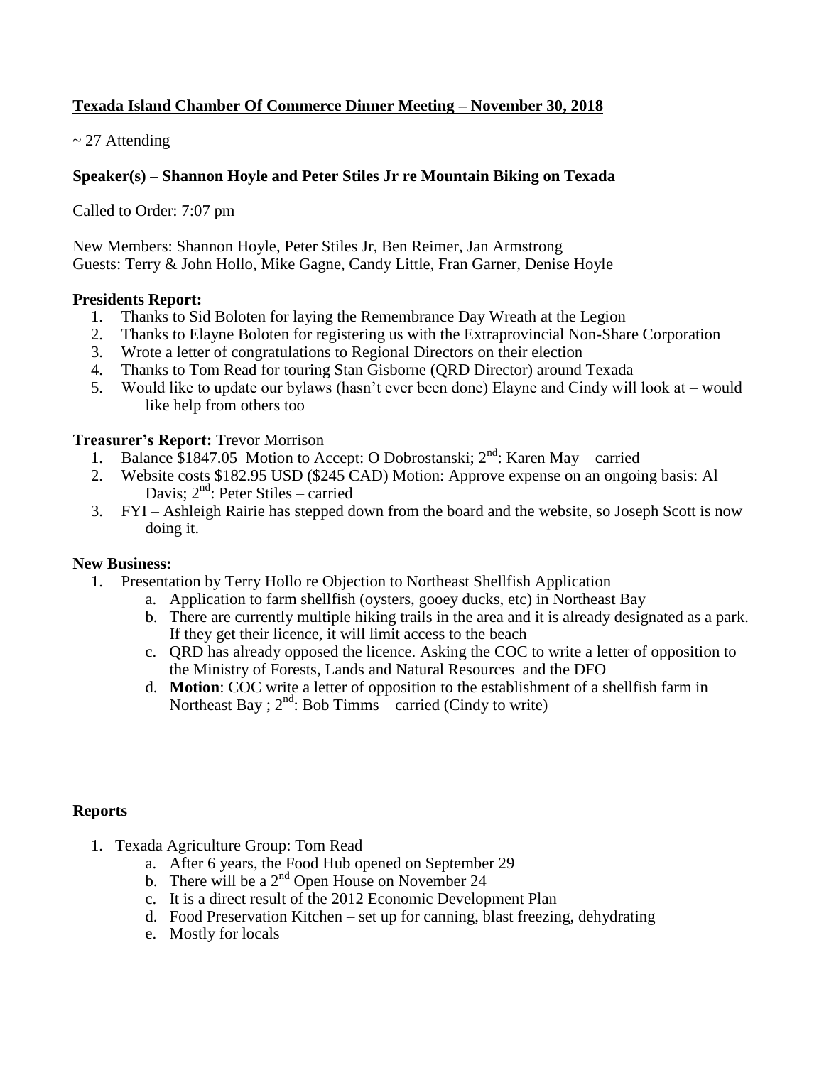**Texada Island Chamber Of Commerce Dinner Meeting – November 30, 2018**

~ 27 Attending

**Speaker(s) – Shannon Hoyle and Peter Stiles Jr re Mountain Biking on Texada**

Called to Order: 7:07 pm

New Members: Shannon Hoyle, Peter Stiles Jr, Ben Reimer, Jan Armstrong
Guests: Terry & John Hollo, Mike Gagne, Candy Little, Fran Garner, Denise Hoyle

**Presidents Report:**

1. Thanks to Sid Boloten for laying the Remembrance Day Wreath at the Legion
2. Thanks to Elayne Boloten for registering us with the Extraprovincial Non-Share Corporation
3. Wrote a letter of congratulations to Regional Directors on their election
4. Thanks to Tom Read for touring Stan Gisborne (QRD Director) around Texada
5. Would like to update our bylaws (hasn't ever been done) Elayne and Cindy will look at – would like help from others too

**Treasurer's Report:** Trevor Morrison

1. Balance $1847.05 Motion to Accept: O Dobrostanski; 2nd: Karen May – carried
2. Website costs $182.95 USD ($245 CAD) Motion: Approve expense on an ongoing basis: Al Davis; 2nd: Peter Stiles – carried
3. FYI – Ashleigh Rairie has stepped down from the board and the website, so Joseph Scott is now doing it.

**New Business:**

1. Presentation by Terry Hollo re Objection to Northeast Shellfish Application
   a. Application to farm shellfish (oysters, gooey ducks, etc) in Northeast Bay
   b. There are currently multiple hiking trails in the area and it is already designated as a park. If they get their licence, it will limit access to the beach
   c. QRD has already opposed the licence. Asking the COC to write a letter of opposition to the Ministry of Forests, Lands and Natural Resources and the DFO
   d. **Motion**: COC write a letter of opposition to the establishment of a shellfish farm in Northeast Bay ; 2nd: Bob Timms – carried (Cindy to write)

**Reports**

1. Texada Agriculture Group: Tom Read
   a. After 6 years, the Food Hub opened on September 29
   b. There will be a 2nd Open House on November 24
   c. It is a direct result of the 2012 Economic Development Plan
   d. Food Preservation Kitchen – set up for canning, blast freezing, dehydrating
   e. Mostly for locals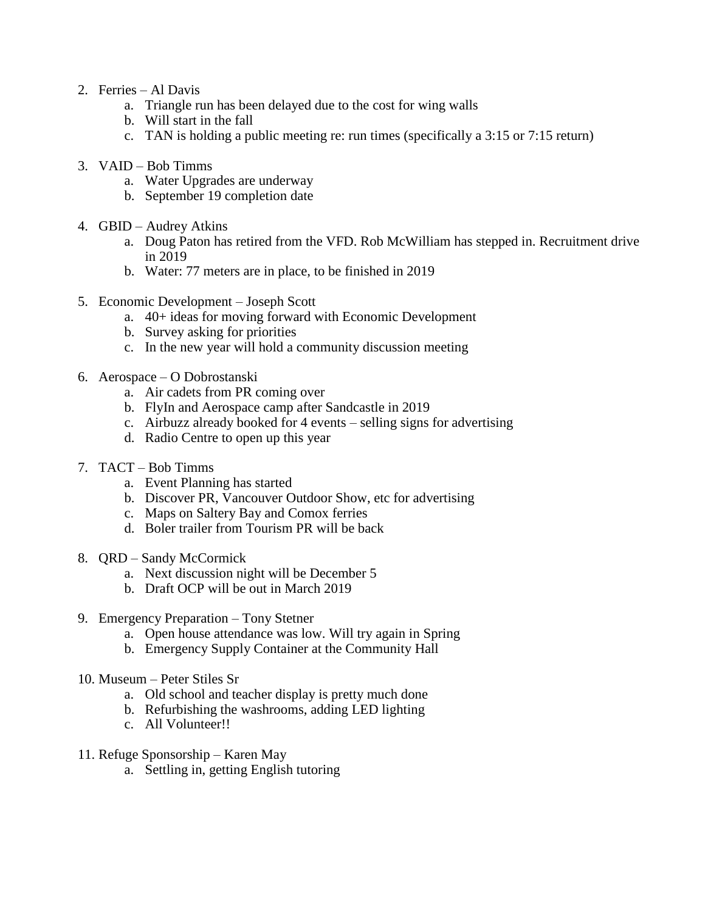2. Ferries – Al Davis
    a. Triangle run has been delayed due to the cost for wing walls
    b. Will start in the fall
    c. TAN is holding a public meeting re: run times (specifically a 3:15 or 7:15 return)

3. VAID – Bob Timms
    a. Water Upgrades are underway
    b. September 19 completion date

4. GBID – Audrey Atkins
    a. Doug Paton has retired from the VFD. Rob McWilliam has stepped in. Recruitment drive in 2019
    b. Water: 77 meters are in place, to be finished in 2019

5. Economic Development – Joseph Scott
    a. 40+ ideas for moving forward with Economic Development
    b. Survey asking for priorities
    c. In the new year will hold a community discussion meeting

6. Aerospace – O Dobrostanski
    a. Air cadets from PR coming over
    b. FlyIn and Aerospace camp after Sandcastle in 2019
    c. Airbuzz already booked for 4 events – selling signs for advertising
    d. Radio Centre to open up this year

7. TACT – Bob Timms
    a. Event Planning has started
    b. Discover PR, Vancouver Outdoor Show, etc for advertising
    c. Maps on Saltery Bay and Comox ferries
    d. Boler trailer from Tourism PR will be back

8. QRD – Sandy McCormick
    a. Next discussion night will be December 5
    b. Draft OCP will be out in March 2019

9. Emergency Preparation – Tony Stetner
    a. Open house attendance was low. Will try again in Spring
    b. Emergency Supply Container at the Community Hall

10. Museum – Peter Stiles Sr
    a. Old school and teacher display is pretty much done
    b. Refurbishing the washrooms, adding LED lighting
    c. All Volunteer!!

11. Refuge Sponsorship – Karen May
    a. Settling in, getting English tutoring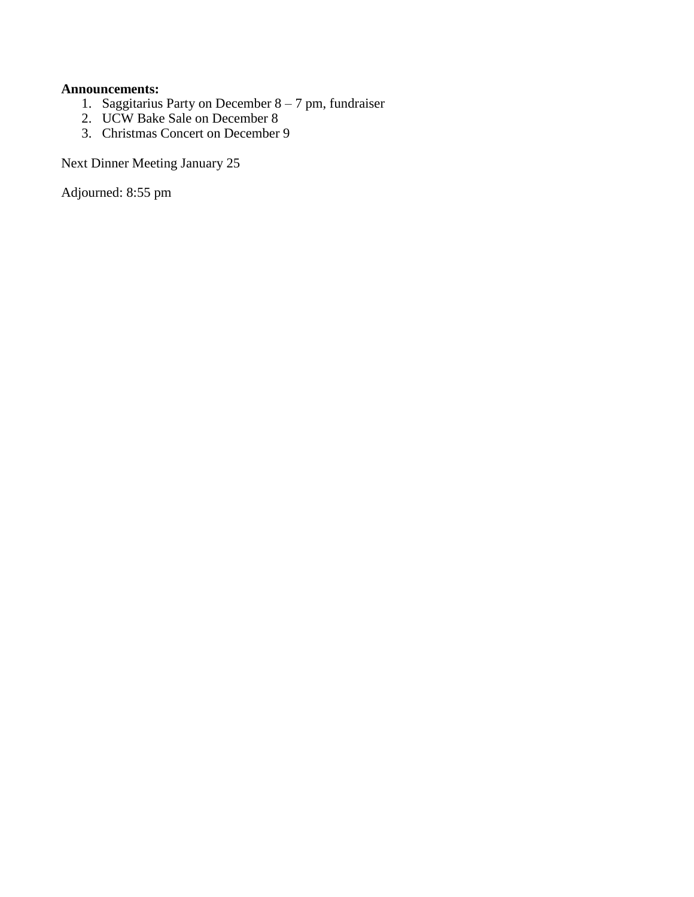**Announcements:**

1. Saggitarius Party on December 8 – 7 pm, fundraiser
2. UCW Bake Sale on December 8
3. Christmas Concert on December 9

Next Dinner Meeting January 25

Adjourned: 8:55 pm